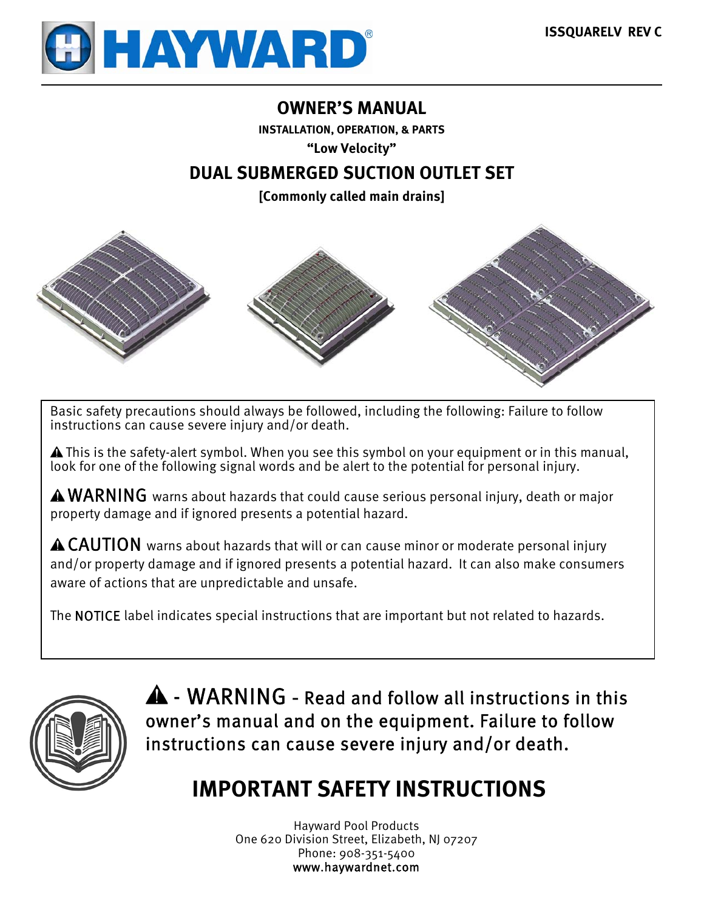HAYWARD®

ISSQUARELV REV C

# OWNER'S MANUAL

**INSTALLATION, OPERATION, & PARTS**

**"Low Velocity"**

## DUAL SUBMERGED SUCTION OUTLET SET

**[Commonly called main drains]**

Basic safety precautions should always be followed, including the following: Failure to follow instructions can cause severe injury and/or death.

⚠ This is the safety-alert symbol. When you see this symbol on your equipment or in this manual, look for one of the following signal words and be alert to the potential for personal injury.

⚠ WARNING warns about hazards that could cause serious personal injury, death or major property damage and if ignored presents a potential hazard.

⚠ CAUTION warns about hazards that will or can cause minor or moderate personal injury and/or property damage and if ignored presents a potential hazard. It can also make consumers aware of actions that are unpredictable and unsafe.

The NOTICE label indicates special instructions that are important but not related to hazards.

⚠ - WARNING - Read and follow all instructions in this owner's manual and on the equipment. Failure to follow instructions can cause severe injury and/or death.

## IMPORTANT SAFETY INSTRUCTIONS

Hayward Pool Products
One 620 Division Street, Elizabeth, NJ 07207
Phone: 908-351-5400
www.haywardnet.com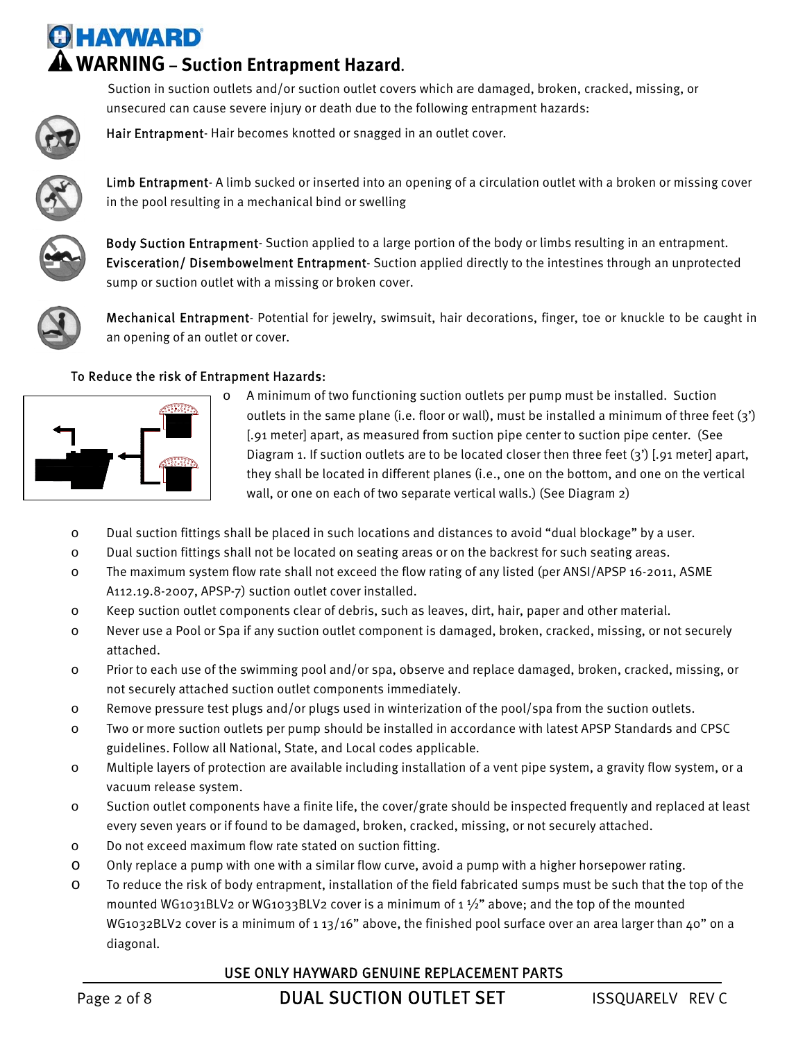# WARNING – Suction Entrapment Hazard.

Suction in suction outlets and/or suction outlet covers which are damaged, broken, cracked, missing, or unsecured can cause severe injury or death due to the following entrapment hazards:

**Hair Entrapment**- Hair becomes knotted or snagged in an outlet cover.

**Limb Entrapment**- A limb sucked or inserted into an opening of a circulation outlet with a broken or missing cover in the pool resulting in a mechanical bind or swelling

**Body Suction Entrapment**- Suction applied to a large portion of the body or limbs resulting in an entrapment.
**Evisceration/ Disembowelment Entrapment**- Suction applied directly to the intestines through an unprotected sump or suction outlet with a missing or broken cover.

**Mechanical Entrapment**- Potential for jewelry, swimsuit, hair decorations, finger, toe or knuckle to be caught in an opening of an outlet or cover.

## To Reduce the risk of Entrapment Hazards:

- A minimum of two functioning suction outlets per pump must be installed. Suction outlets in the same plane (i.e. floor or wall), must be installed a minimum of three feet (3') [.91 meter] apart, as measured from suction pipe center to suction pipe center. (See Diagram 1. If suction outlets are to be located closer then three feet (3') [.91 meter] apart, they shall be located in different planes (i.e., one on the bottom, and one on the vertical wall, or one on each of two separate vertical walls.) (See Diagram 2)
- Dual suction fittings shall be placed in such locations and distances to avoid "dual blockage" by a user.
- Dual suction fittings shall not be located on seating areas or on the backrest for such seating areas.
- The maximum system flow rate shall not exceed the flow rating of any listed (per ANSI/APSP 16-2011, ASME A112.19.8-2007, APSP-7) suction outlet cover installed.
- Keep suction outlet components clear of debris, such as leaves, dirt, hair, paper and other material.
- Never use a Pool or Spa if any suction outlet component is damaged, broken, cracked, missing, or not securely attached.
- Prior to each use of the swimming pool and/or spa, observe and replace damaged, broken, cracked, missing, or not securely attached suction outlet components immediately.
- Remove pressure test plugs and/or plugs used in winterization of the pool/spa from the suction outlets.
- Two or more suction outlets per pump should be installed in accordance with latest APSP Standards and CPSC guidelines. Follow all National, State, and Local codes applicable.
- Multiple layers of protection are available including installation of a vent pipe system, a gravity flow system, or a vacuum release system.
- Suction outlet components have a finite life, the cover/grate should be inspected frequently and replaced at least every seven years or if found to be damaged, broken, cracked, missing, or not securely attached.
- Do not exceed maximum flow rate stated on suction fitting.
- Only replace a pump with one with a similar flow curve, avoid a pump with a higher horsepower rating.
- To reduce the risk of body entrapment, installation of the field fabricated sumps must be such that the top of the mounted WG1031BLV2 or WG1033BLV2 cover is a minimum of 1 ½" above; and the top of the mounted WG1032BLV2 cover is a minimum of 1 13/16" above, the finished pool surface over an area larger than 40" on a diagonal.

USE ONLY HAYWARD GENUINE REPLACEMENT PARTS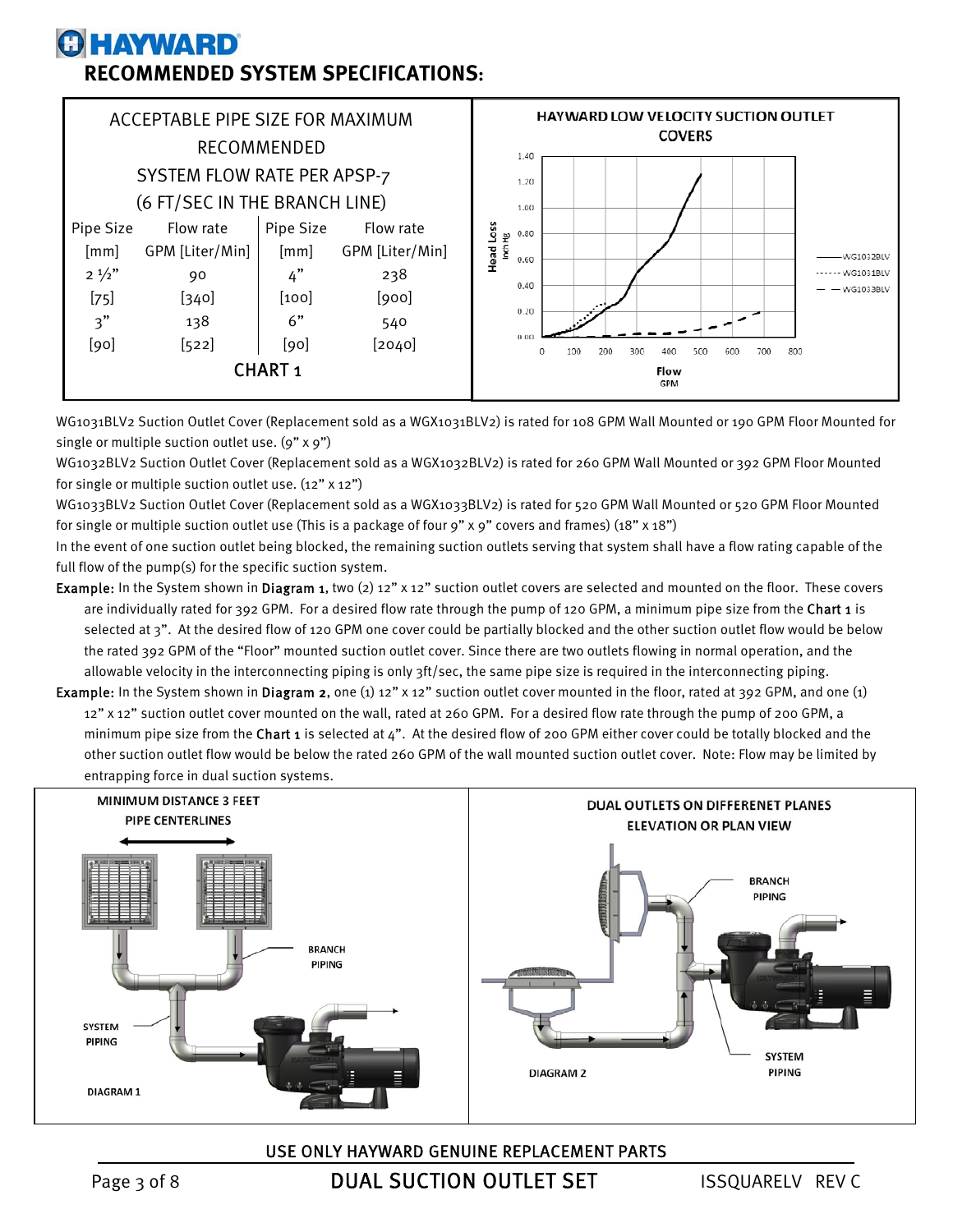## RECOMMENDED SYSTEM SPECIFICATIONS:

ACCEPTABLE PIPE SIZE FOR MAXIMUM RECOMMENDED SYSTEM FLOW RATE PER APSP-7 (6 FT/SEC IN THE BRANCH LINE)

| Pipe Size [mm] | Flow rate GPM [Liter/Min] | Pipe Size [mm] | Flow rate GPM [Liter/Min] |
|---|---|---|---|
| 2 ½" [75] | 90 [340] | 4" [100] | 238 [900] |
| 3" [90] | 138 [522] | 6" [90] | 540 [2040] |

CHART 1

HAYWARD LOW VELOCITY SUCTION OUTLET COVERS

WG1031BLV2 Suction Outlet Cover (Replacement sold as a WGX1031BLV2) is rated for 108 GPM Wall Mounted or 190 GPM Floor Mounted for single or multiple suction outlet use. (9" x 9")

WG1032BLV2 Suction Outlet Cover (Replacement sold as a WGX1032BLV2) is rated for 260 GPM Wall Mounted or 392 GPM Floor Mounted for single or multiple suction outlet use. (12" x 12")

WG1033BLV2 Suction Outlet Cover (Replacement sold as a WGX1033BLV2) is rated for 520 GPM Wall Mounted or 520 GPM Floor Mounted for single or multiple suction outlet use (This is a package of four 9" x 9" covers and frames) (18" x 18")

In the event of one suction outlet being blocked, the remaining suction outlets serving that system shall have a flow rating capable of the full flow of the pump(s) for the specific suction system.

**Example:** In the System shown in **Diagram 1**, two (2) 12" x 12" suction outlet covers are selected and mounted on the floor. These covers are individually rated for 392 GPM. For a desired flow rate through the pump of 120 GPM, a minimum pipe size from the **Chart 1** is selected at 3". At the desired flow of 120 GPM one cover could be partially blocked and the other suction outlet flow would be below the rated 392 GPM of the "Floor" mounted suction outlet cover. Since there are two outlets flowing in normal operation, and the allowable velocity in the interconnecting piping is only 3ft/sec, the same pipe size is required in the interconnecting piping.

**Example:** In the System shown in **Diagram 2**, one (1) 12" x 12" suction outlet cover mounted in the floor, rated at 392 GPM, and one (1) 12" x 12" suction outlet cover mounted on the wall, rated at 260 GPM. For a desired flow rate through the pump of 200 GPM, a minimum pipe size from the **Chart 1** is selected at 4". At the desired flow of 200 GPM either cover could be totally blocked and the other suction outlet flow would be below the rated 260 GPM of the wall mounted suction outlet cover. Note: Flow may be limited by entrapping force in dual suction systems.

MINIMUM DISTANCE 3 FEET PIPE CENTERLINES

DIAGRAM 1

DUAL OUTLETS ON DIFFERENET PLANES ELEVATION OR PLAN VIEW

DIAGRAM 2

USE ONLY HAYWARD GENUINE REPLACEMENT PARTS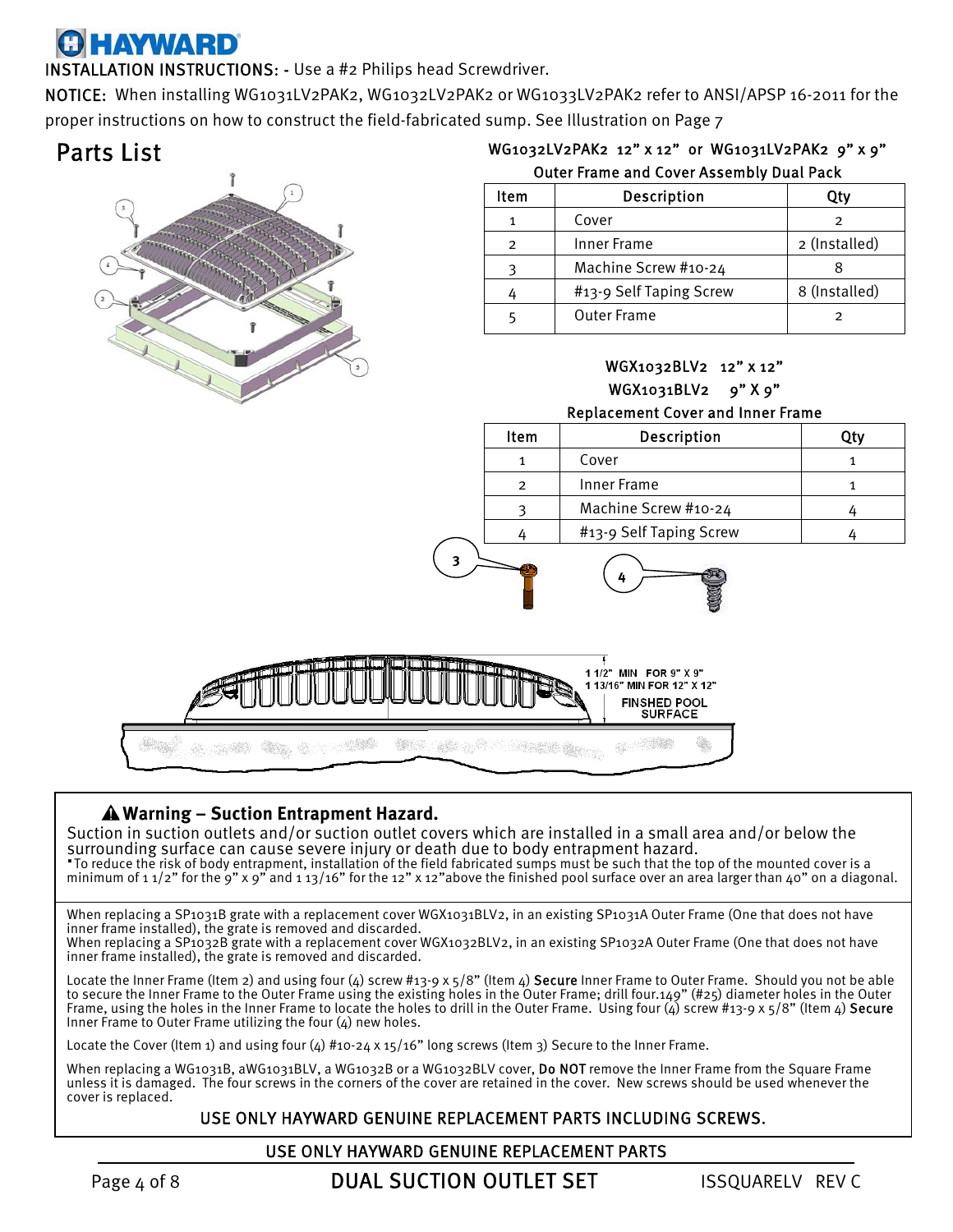HAYWARD

INSTALLATION INSTRUCTIONS: - Use a #2 Philips head Screwdriver.

NOTICE: When installing WG1031LV2PAK2, WG1032LV2PAK2 or WG1033LV2PAK2 refer to ANSI/APSP 16-2011 for the proper instructions on how to construct the field-fabricated sump. See Illustration on Page 7

## Parts List

WG1032LV2PAK2 12" x 12" or WG1031LV2PAK2 9" x 9"

Outer Frame and Cover Assembly Dual Pack

| Item | Description | Qty |
|---|---|---|
| 1 | Cover | 2 |
| 2 | Inner Frame | 2 (Installed) |
| 3 | Machine Screw #10-24 | 8 |
| 4 | #13-9 Self Taping Screw | 8 (Installed) |
| 5 | Outer Frame | 2 |

WGX1032BLV2 12" x 12"
WGX1031BLV2 9" X 9"

Replacement Cover and Inner Frame

| Item | Description | Qty |
|---|---|---|
| 1 | Cover | 1 |
| 2 | Inner Frame | 1 |
| 3 | Machine Screw #10-24 | 4 |
| 4 | #13-9 Self Taping Screw | 4 |

1 1/2" MIN FOR 9" X 9"
1 13/16" MIN FOR 12" X 12"
FINSHED POOL SURFACE

### ⚠ Warning – Suction Entrapment Hazard.

Suction in suction outlets and/or suction outlet covers which are installed in a small area and/or below the surrounding surface can cause severe injury or death due to body entrapment hazard.

- To reduce the risk of body entrapment, installation of the field fabricated sumps must be such that the top of the mounted cover is a minimum of 1 1/2" for the 9" x 9" and 1 13/16" for the 12" x 12"above the finished pool surface over an area larger than 40" on a diagonal.

When replacing a SP1031B grate with a replacement cover WGX1031BLV2, in an existing SP1031A Outer Frame (One that does not have inner frame installed), the grate is removed and discarded.
When replacing a SP1032B grate with a replacement cover WGX1032BLV2, in an existing SP1032A Outer Frame (One that does not have inner frame installed), the grate is removed and discarded.

Locate the Inner Frame (Item 2) and using four (4) screw #13-9 x 5/8" (Item 4) **Secure** Inner Frame to Outer Frame. Should you not be able to secure the Inner Frame to the Outer Frame using the existing holes in the Outer Frame; drill four.149" (#25) diameter holes in the Outer Frame, using the holes in the Inner Frame to locate the holes to drill in the Outer Frame. Using four (4) screw #13-9 x 5/8" (Item 4) **Secure** Inner Frame to Outer Frame utilizing the four (4) new holes.

Locate the Cover (Item 1) and using four (4) #10-24 x 15/16" long screws (Item 3) Secure to the Inner Frame.

When replacing a WG1031B, aWG1031BLV, a WG1032B or a WG1032BLV cover, **Do NOT** remove the Inner Frame from the Square Frame unless it is damaged. The four screws in the corners of the cover are retained in the cover. New screws should be used whenever the cover is replaced.

USE ONLY HAYWARD GENUINE REPLACEMENT PARTS INCLUDING SCREWS.

USE ONLY HAYWARD GENUINE REPLACEMENT PARTS

DUAL SUCTION OUTLET SET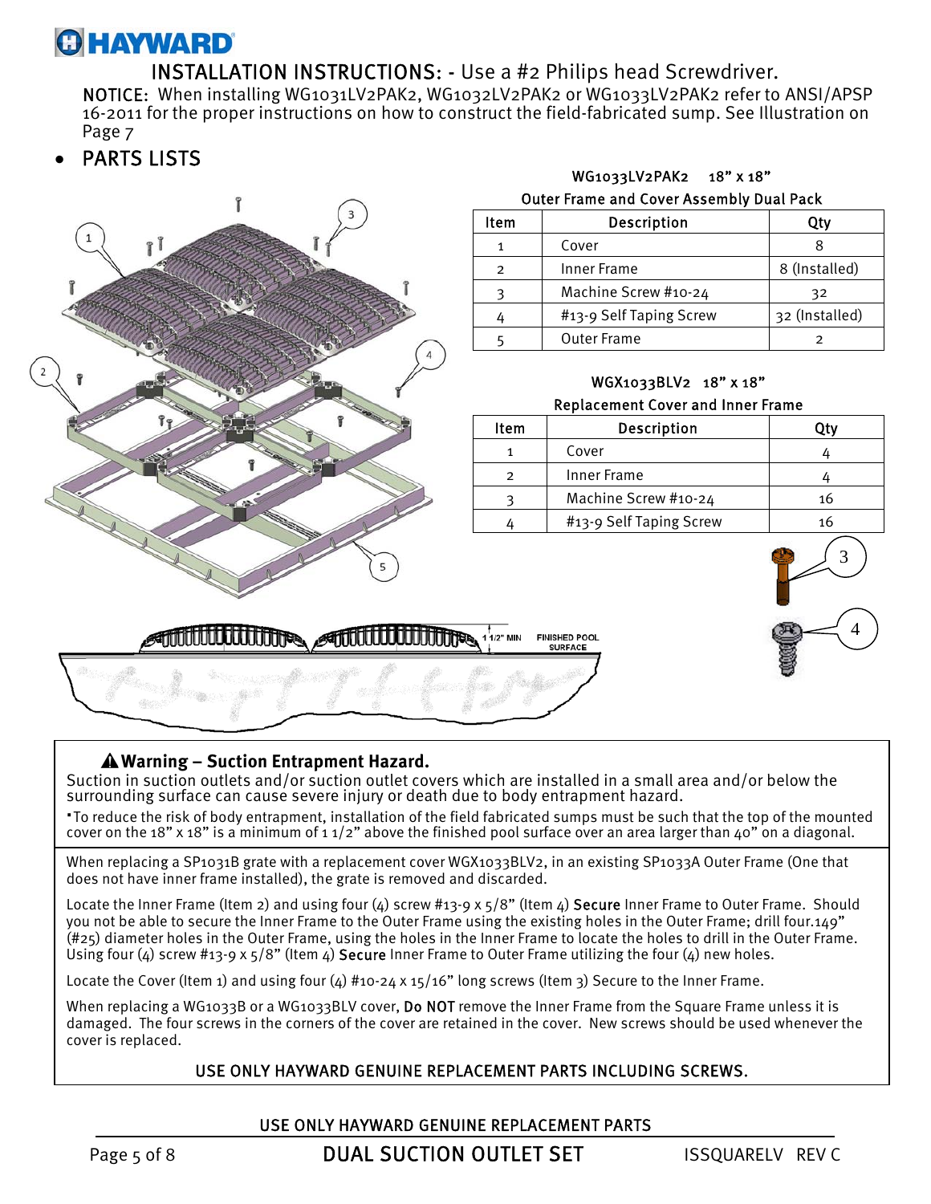# INSTALLATION INSTRUCTIONS: - Use a #2 Philips head Screwdriver.

**NOTICE:** When installing WG1031LV2PAK2, WG1032LV2PAK2 or WG1033LV2PAK2 refer to ANSI/APSP 16-2011 for the proper instructions on how to construct the field-fabricated sump. See Illustration on Page 7

- PARTS LISTS

**WG1033LV2PAK2 18" x 18"**
**Outer Frame and Cover Assembly Dual Pack**

| Item | Description | Qty |
| --- | --- | --- |
| 1 | Cover | 8 |
| 2 | Inner Frame | 8 (Installed) |
| 3 | Machine Screw #10-24 | 32 |
| 4 | #13-9 Self Taping Screw | 32 (Installed) |
| 5 | Outer Frame | 2 |

**WGX1033BLV2 18" x 18"**
**Replacement Cover and Inner Frame**

| Item | Description | Qty |
| --- | --- | --- |
| 1 | Cover | 4 |
| 2 | Inner Frame | 4 |
| 3 | Machine Screw #10-24 | 16 |
| 4 | #13-9 Self Taping Screw | 16 |

1 1/2" MIN FINISHED POOL SURFACE

**⚠ Warning – Suction Entrapment Hazard.**

Suction in suction outlets and/or suction outlet covers which are installed in a small area and/or below the surrounding surface can cause severe injury or death due to body entrapment hazard.

- To reduce the risk of body entrapment, installation of the field fabricated sumps must be such that the top of the mounted cover on the 18" x 18" is a minimum of 1 1/2" above the finished pool surface over an area larger than 40" on a diagonal.

When replacing a SP1031B grate with a replacement cover WGX1033BLV2, in an existing SP1033A Outer Frame (One that does not have inner frame installed), the grate is removed and discarded.

Locate the Inner Frame (Item 2) and using four (4) screw #13-9 x 5/8" (Item 4) Secure Inner Frame to Outer Frame. Should you not be able to secure the Inner Frame to the Outer Frame using the existing holes in the Outer Frame; drill four.149" (#25) diameter holes in the Outer Frame, using the holes in the Inner Frame to locate the holes to drill in the Outer Frame. Using four (4) screw #13-9 x 5/8" (Item 4) Secure Inner Frame to Outer Frame utilizing the four (4) new holes.

Locate the Cover (Item 1) and using four (4) #10-24 x 15/16" long screws (Item 3) Secure to the Inner Frame.

When replacing a WG1033B or a WG1033BLV cover, Do NOT remove the Inner Frame from the Square Frame unless it is damaged. The four screws in the corners of the cover are retained in the cover. New screws should be used whenever the cover is replaced.

USE ONLY HAYWARD GENUINE REPLACEMENT PARTS INCLUDING SCREWS.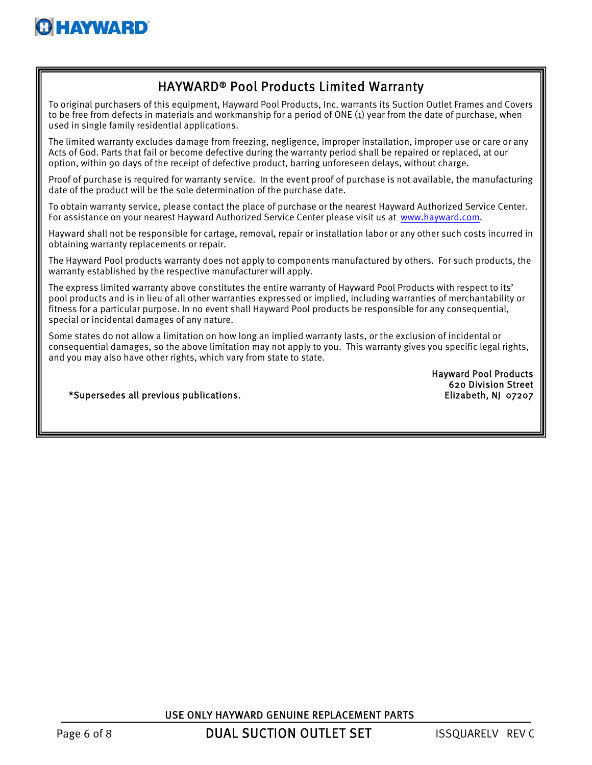# HAYWARD® Pool Products Limited Warranty

To original purchasers of this equipment, Hayward Pool Products, Inc. warrants its Suction Outlet Frames and Covers to be free from defects in materials and workmanship for a period of ONE (1) year from the date of purchase, when used in single family residential applications.

The limited warranty excludes damage from freezing, negligence, improper installation, improper use or care or any Acts of God. Parts that fail or become defective during the warranty period shall be repaired or replaced, at our option, within 90 days of the receipt of defective product, barring unforeseen delays, without charge.

Proof of purchase is required for warranty service. In the event proof of purchase is not available, the manufacturing date of the product will be the sole determination of the purchase date.

To obtain warranty service, please contact the place of purchase or the nearest Hayward Authorized Service Center. For assistance on your nearest Hayward Authorized Service Center please visit us at www.hayward.com.

Hayward shall not be responsible for cartage, removal, repair or installation labor or any other such costs incurred in obtaining warranty replacements or repair.

The Hayward Pool products warranty does not apply to components manufactured by others. For such products, the warranty established by the respective manufacturer will apply.

The express limited warranty above constitutes the entire warranty of Hayward Pool Products with respect to its' pool products and is in lieu of all other warranties expressed or implied, including warranties of merchantability or fitness for a particular purpose. In no event shall Hayward Pool products be responsible for any consequential, special or incidental damages of any nature.

Some states do not allow a limitation on how long an implied warranty lasts, or the exclusion of incidental or consequential damages, so the above limitation may not apply to you. This warranty gives you specific legal rights, and you may also have other rights, which vary from state to state.

Hayward Pool Products
620 Division Street
Elizabeth, NJ 07207

*Supersedes all previous publications.

USE ONLY HAYWARD GENUINE REPLACEMENT PARTS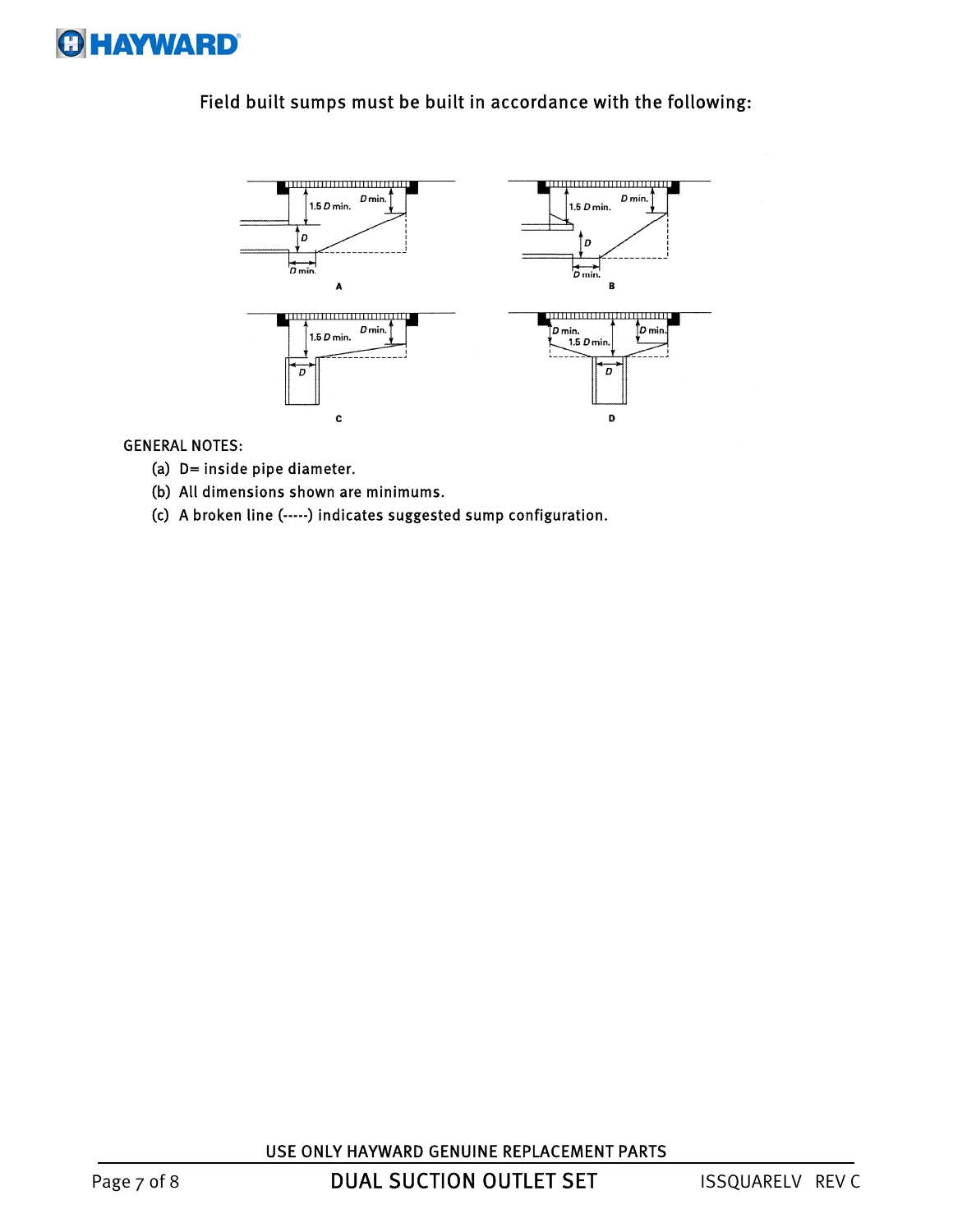Field built sumps must be built in accordance with the following:

GENERAL NOTES:

(a) D= inside pipe diameter.

(b) All dimensions shown are minimums.

(c) A broken line (-----) indicates suggested sump configuration.

USE ONLY HAYWARD GENUINE REPLACEMENT PARTS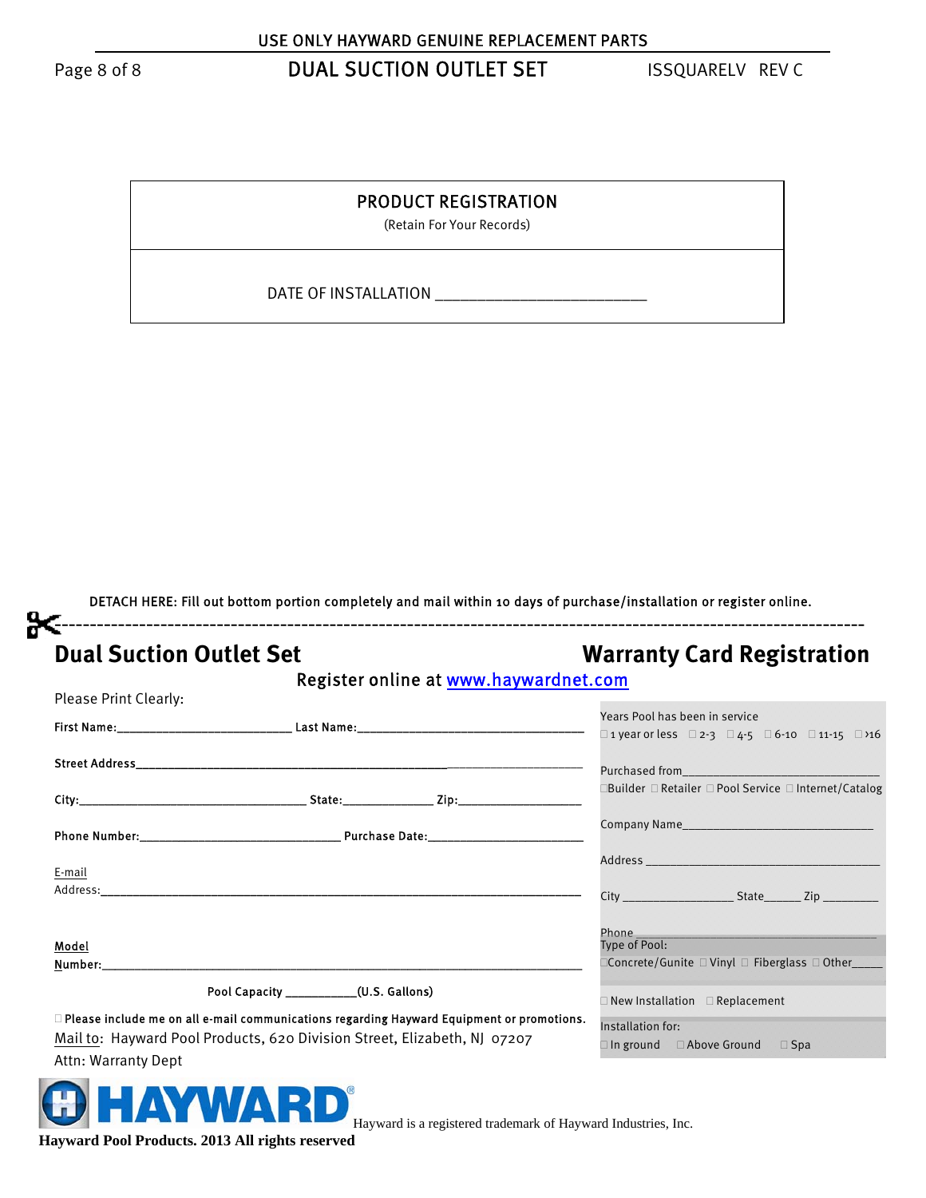## PRODUCT REGISTRATION

(Retain For Your Records)

DATE OF INSTALLATION ________________________

DETACH HERE: Fill out bottom portion completely and mail within 10 days of purchase/installation or register online.

---

# Dual Suction Outlet Set — Warranty Card Registration

Register online at [www.haywardnet.com](http://www.haywardnet.com)

Please Print Clearly:

**First Name:**_________________________ **Last Name:**_________________________________

**Street Address**_________________________________________________________

**City:**________________________________ **State:**_____________ **Zip:**_________________

**Phone Number:**____________________________ **Purchase Date:**______________________

E-mail Address:________________________________________________________________

Model Number:_________________________________________________________________

**Pool Capacity** __________**(U.S. Gallons)**

☐ **Please include me on all e-mail communications regarding Hayward Equipment or promotions.**

Mail to: Hayward Pool Products, 620 Division Street, Elizabeth, NJ 07207
Attn: Warranty Dept

Years Pool has been in service
☐ 1 year or less ☐ 2-3 ☐ 4-5 ☐ 6-10 ☐ 11-15 ☐ >16

Purchased from_____________________________
☐ Builder ☐ Retailer ☐ Pool Service ☐ Internet/Catalog

Company Name_____________________________

Address ___________________________________

City ________________ State______ Zip ________

Phone ____________________________________

Type of Pool:
☐ Concrete/Gunite ☐ Vinyl ☐ Fiberglass ☐ Other_____

☐ New Installation ☐ Replacement

Installation for:
☐ In ground ☐ Above Ground ☐ Spa

HAYWARD® Hayward is a registered trademark of Hayward Industries, Inc.

**Hayward Pool Products. 2013 All rights reserved**